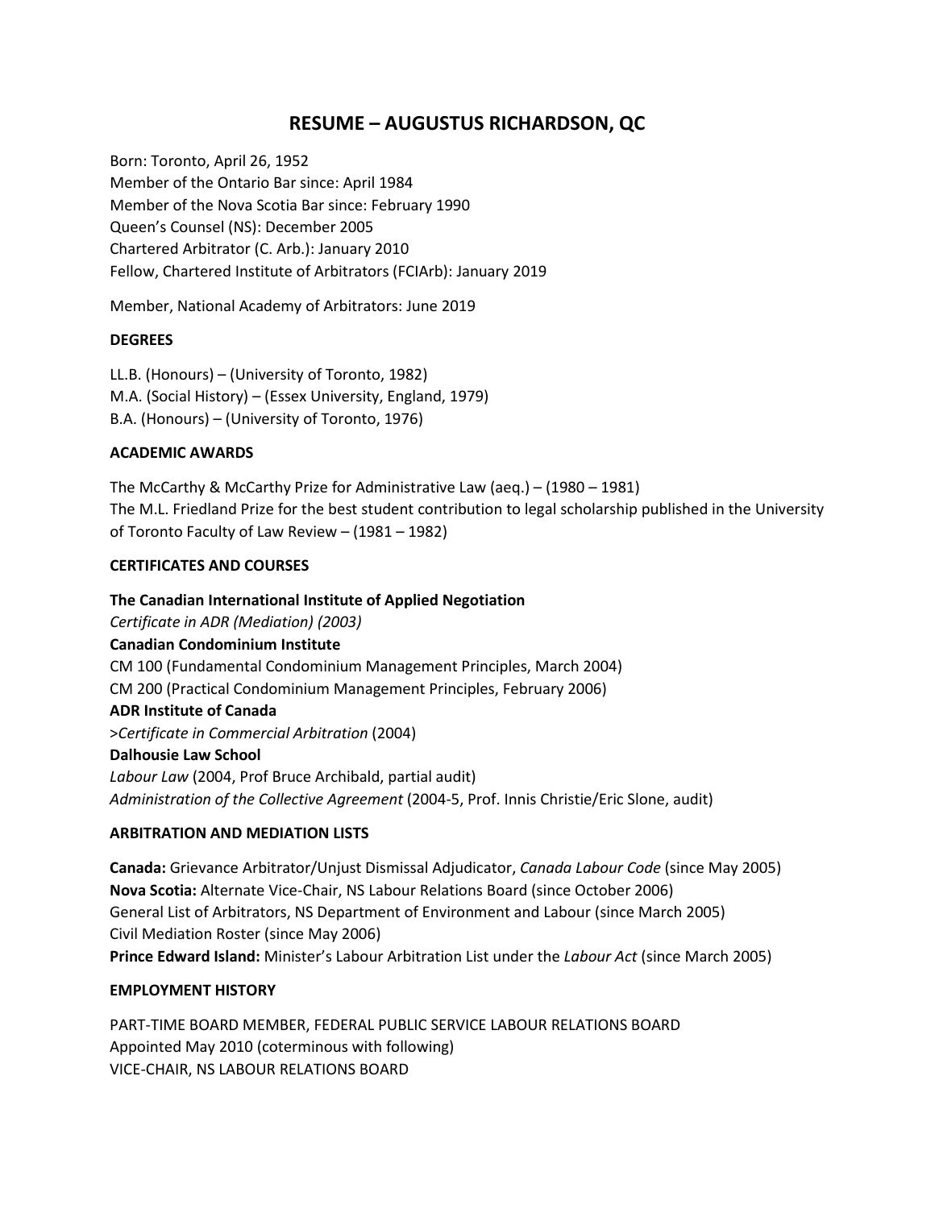# RESUME – AUGUSTUS RICHARDSON, QC

Born: Toronto, April 26, 1952
Member of the Ontario Bar since: April 1984
Member of the Nova Scotia Bar since: February 1990
Queen's Counsel (NS): December 2005
Chartered Arbitrator (C. Arb.): January 2010
Fellow, Chartered Institute of Arbitrators (FCIArb): January 2019

Member, National Academy of Arbitrators: June 2019

**DEGREES**

LL.B. (Honours) – (University of Toronto, 1982)
M.A. (Social History) – (Essex University, England, 1979)
B.A. (Honours) – (University of Toronto, 1976)

**ACADEMIC AWARDS**

The McCarthy & McCarthy Prize for Administrative Law (aeq.) – (1980 – 1981)
The M.L. Friedland Prize for the best student contribution to legal scholarship published in the University of Toronto Faculty of Law Review – (1981 – 1982)

**CERTIFICATES AND COURSES**

**The Canadian International Institute of Applied Negotiation**
*Certificate in ADR (Mediation) (2003)*
**Canadian Condominium Institute**
CM 100 (Fundamental Condominium Management Principles, March 2004)
CM 200 (Practical Condominium Management Principles, February 2006)
**ADR Institute of Canada**
>*Certificate in Commercial Arbitration* (2004)
**Dalhousie Law School**
*Labour Law* (2004, Prof Bruce Archibald, partial audit)
*Administration of the Collective Agreement* (2004-5, Prof. Innis Christie/Eric Slone, audit)

**ARBITRATION AND MEDIATION LISTS**

**Canada:** Grievance Arbitrator/Unjust Dismissal Adjudicator, *Canada Labour Code* (since May 2005)
**Nova Scotia:** Alternate Vice-Chair, NS Labour Relations Board (since October 2006)
General List of Arbitrators, NS Department of Environment and Labour (since March 2005)
Civil Mediation Roster (since May 2006)
**Prince Edward Island:** Minister's Labour Arbitration List under the *Labour Act* (since March 2005)

**EMPLOYMENT HISTORY**

PART-TIME BOARD MEMBER, FEDERAL PUBLIC SERVICE LABOUR RELATIONS BOARD
Appointed May 2010 (coterminous with following)
VICE-CHAIR, NS LABOUR RELATIONS BOARD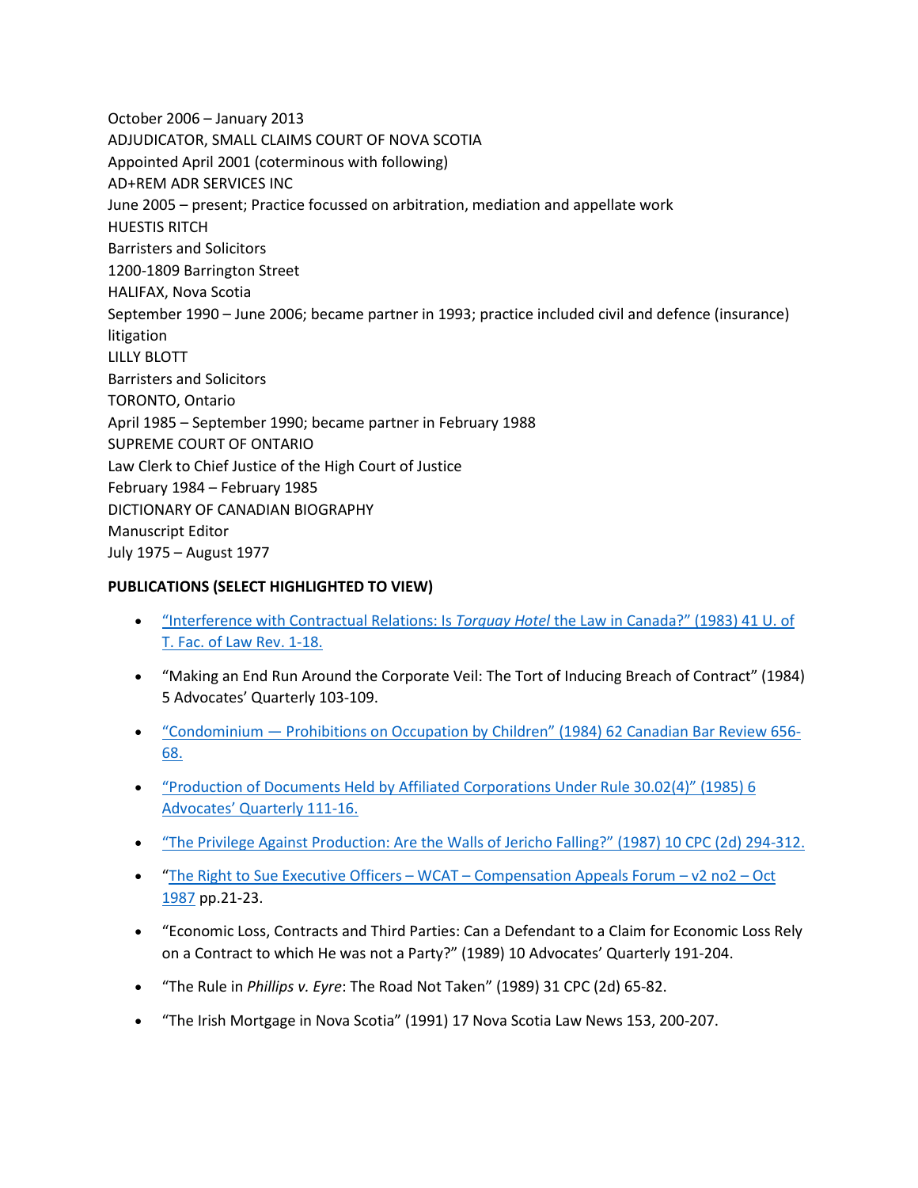October 2006 – January 2013
ADJUDICATOR, SMALL CLAIMS COURT OF NOVA SCOTIA
Appointed April 2001 (coterminous with following)
AD+REM ADR SERVICES INC
June 2005 – present; Practice focussed on arbitration, mediation and appellate work
HUESTIS RITCH
Barristers and Solicitors
1200-1809 Barrington Street
HALIFAX, Nova Scotia
September 1990 – June 2006; became partner in 1993; practice included civil and defence (insurance) litigation
LILLY BLOTT
Barristers and Solicitors
TORONTO, Ontario
April 1985 – September 1990; became partner in February 1988
SUPREME COURT OF ONTARIO
Law Clerk to Chief Justice of the High Court of Justice
February 1984 – February 1985
DICTIONARY OF CANADIAN BIOGRAPHY
Manuscript Editor
July 1975 – August 1977

**PUBLICATIONS (SELECT HIGHLIGHTED TO VIEW)**

- “Interference with Contractual Relations: Is *Torquay Hotel* the Law in Canada?” (1983) 41 U. of T. Fac. of Law Rev. 1-18.
- “Making an End Run Around the Corporate Veil: The Tort of Inducing Breach of Contract” (1984) 5 Advocates’ Quarterly 103-109.
- “Condominium — Prohibitions on Occupation by Children” (1984) 62 Canadian Bar Review 656-68.
- “Production of Documents Held by Affiliated Corporations Under Rule 30.02(4)” (1985) 6 Advocates’ Quarterly 111-16.
- “The Privilege Against Production: Are the Walls of Jericho Falling?” (1987) 10 CPC (2d) 294-312.
- “The Right to Sue Executive Officers – WCAT – Compensation Appeals Forum – v2 no2 – Oct 1987 pp.21-23.
- “Economic Loss, Contracts and Third Parties: Can a Defendant to a Claim for Economic Loss Rely on a Contract to which He was not a Party?” (1989) 10 Advocates’ Quarterly 191-204.
- “The Rule in *Phillips v. Eyre*: The Road Not Taken” (1989) 31 CPC (2d) 65-82.
- “The Irish Mortgage in Nova Scotia” (1991) 17 Nova Scotia Law News 153, 200-207.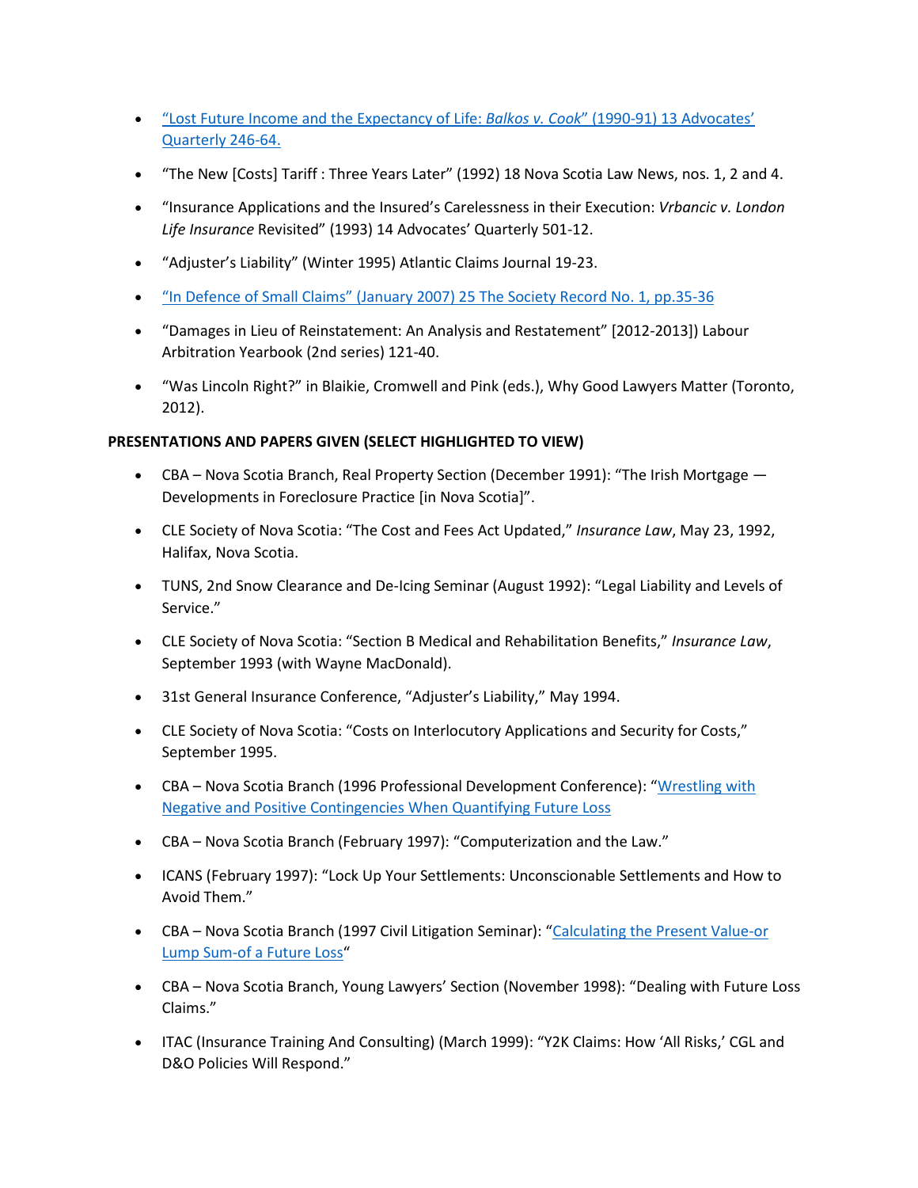- "Lost Future Income and the Expectancy of Life: *Balkos v. Cook*" (1990-91) 13 Advocates' Quarterly 246-64.
- "The New [Costs] Tariff : Three Years Later" (1992) 18 Nova Scotia Law News, nos. 1, 2 and 4.
- "Insurance Applications and the Insured's Carelessness in their Execution: *Vrbancic v. London Life Insurance* Revisited" (1993) 14 Advocates' Quarterly 501-12.
- "Adjuster's Liability" (Winter 1995) Atlantic Claims Journal 19-23.
- "In Defence of Small Claims" (January 2007) 25 The Society Record No. 1, pp.35-36
- "Damages in Lieu of Reinstatement: An Analysis and Restatement" [2012-2013]) Labour Arbitration Yearbook (2nd series) 121-40.
- "Was Lincoln Right?" in Blaikie, Cromwell and Pink (eds.), Why Good Lawyers Matter (Toronto, 2012).

**PRESENTATIONS AND PAPERS GIVEN (SELECT HIGHLIGHTED TO VIEW)**

- CBA – Nova Scotia Branch, Real Property Section (December 1991): "The Irish Mortgage — Developments in Foreclosure Practice [in Nova Scotia]".
- CLE Society of Nova Scotia: "The Cost and Fees Act Updated," *Insurance Law*, May 23, 1992, Halifax, Nova Scotia.
- TUNS, 2nd Snow Clearance and De-Icing Seminar (August 1992): "Legal Liability and Levels of Service."
- CLE Society of Nova Scotia: "Section B Medical and Rehabilitation Benefits," *Insurance Law*, September 1993 (with Wayne MacDonald).
- 31st General Insurance Conference, "Adjuster's Liability," May 1994.
- CLE Society of Nova Scotia: "Costs on Interlocutory Applications and Security for Costs," September 1995.
- CBA – Nova Scotia Branch (1996 Professional Development Conference): "Wrestling with Negative and Positive Contingencies When Quantifying Future Loss
- CBA – Nova Scotia Branch (February 1997): "Computerization and the Law."
- ICANS (February 1997): "Lock Up Your Settlements: Unconscionable Settlements and How to Avoid Them."
- CBA – Nova Scotia Branch (1997 Civil Litigation Seminar): "Calculating the Present Value-or Lump Sum-of a Future Loss"
- CBA – Nova Scotia Branch, Young Lawyers' Section (November 1998): "Dealing with Future Loss Claims."
- ITAC (Insurance Training And Consulting) (March 1999): "Y2K Claims: How 'All Risks,' CGL and D&O Policies Will Respond."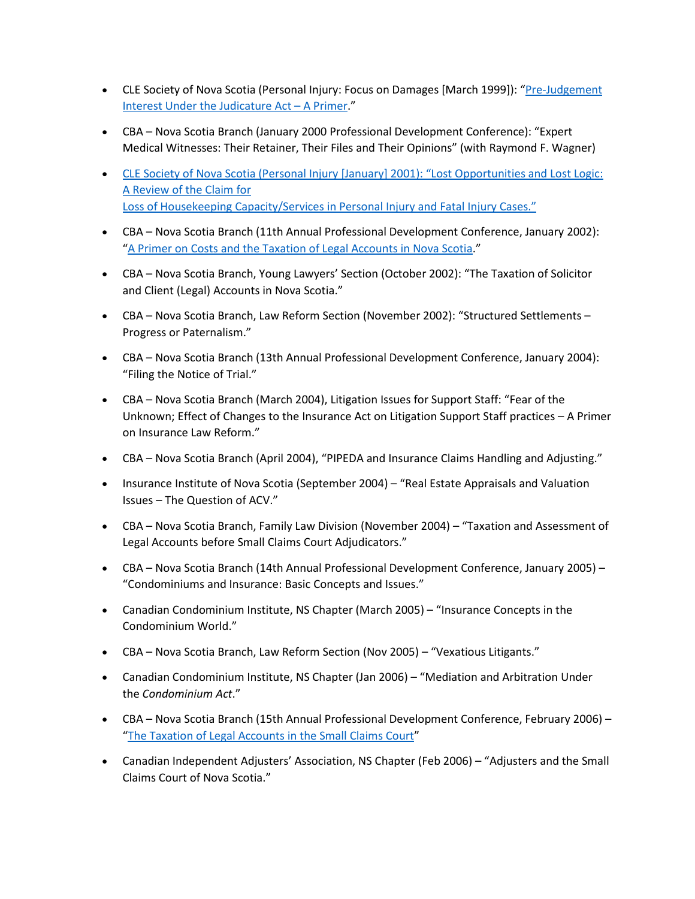- CLE Society of Nova Scotia (Personal Injury: Focus on Damages [March 1999]): "Pre-Judgement Interest Under the Judicature Act – A Primer."

- CBA – Nova Scotia Branch (January 2000 Professional Development Conference): "Expert Medical Witnesses: Their Retainer, Their Files and Their Opinions" (with Raymond F. Wagner)

- CLE Society of Nova Scotia (Personal Injury [January] 2001): "Lost Opportunities and Lost Logic: A Review of the Claim for Loss of Housekeeping Capacity/Services in Personal Injury and Fatal Injury Cases."

- CBA – Nova Scotia Branch (11th Annual Professional Development Conference, January 2002): "A Primer on Costs and the Taxation of Legal Accounts in Nova Scotia."

- CBA – Nova Scotia Branch, Young Lawyers' Section (October 2002): "The Taxation of Solicitor and Client (Legal) Accounts in Nova Scotia."

- CBA – Nova Scotia Branch, Law Reform Section (November 2002): "Structured Settlements – Progress or Paternalism."

- CBA – Nova Scotia Branch (13th Annual Professional Development Conference, January 2004): "Filing the Notice of Trial."

- CBA – Nova Scotia Branch (March 2004), Litigation Issues for Support Staff: "Fear of the Unknown; Effect of Changes to the Insurance Act on Litigation Support Staff practices – A Primer on Insurance Law Reform."

- CBA – Nova Scotia Branch (April 2004), "PIPEDA and Insurance Claims Handling and Adjusting."

- Insurance Institute of Nova Scotia (September 2004) – "Real Estate Appraisals and Valuation Issues – The Question of ACV."

- CBA – Nova Scotia Branch, Family Law Division (November 2004) – "Taxation and Assessment of Legal Accounts before Small Claims Court Adjudicators."

- CBA – Nova Scotia Branch (14th Annual Professional Development Conference, January 2005) – "Condominiums and Insurance: Basic Concepts and Issues."

- Canadian Condominium Institute, NS Chapter (March 2005) – "Insurance Concepts in the Condominium World."

- CBA – Nova Scotia Branch, Law Reform Section (Nov 2005) – "Vexatious Litigants."

- Canadian Condominium Institute, NS Chapter (Jan 2006) – "Mediation and Arbitration Under the *Condominium Act*."

- CBA – Nova Scotia Branch (15th Annual Professional Development Conference, February 2006) – "The Taxation of Legal Accounts in the Small Claims Court"

- Canadian Independent Adjusters' Association, NS Chapter (Feb 2006) – "Adjusters and the Small Claims Court of Nova Scotia."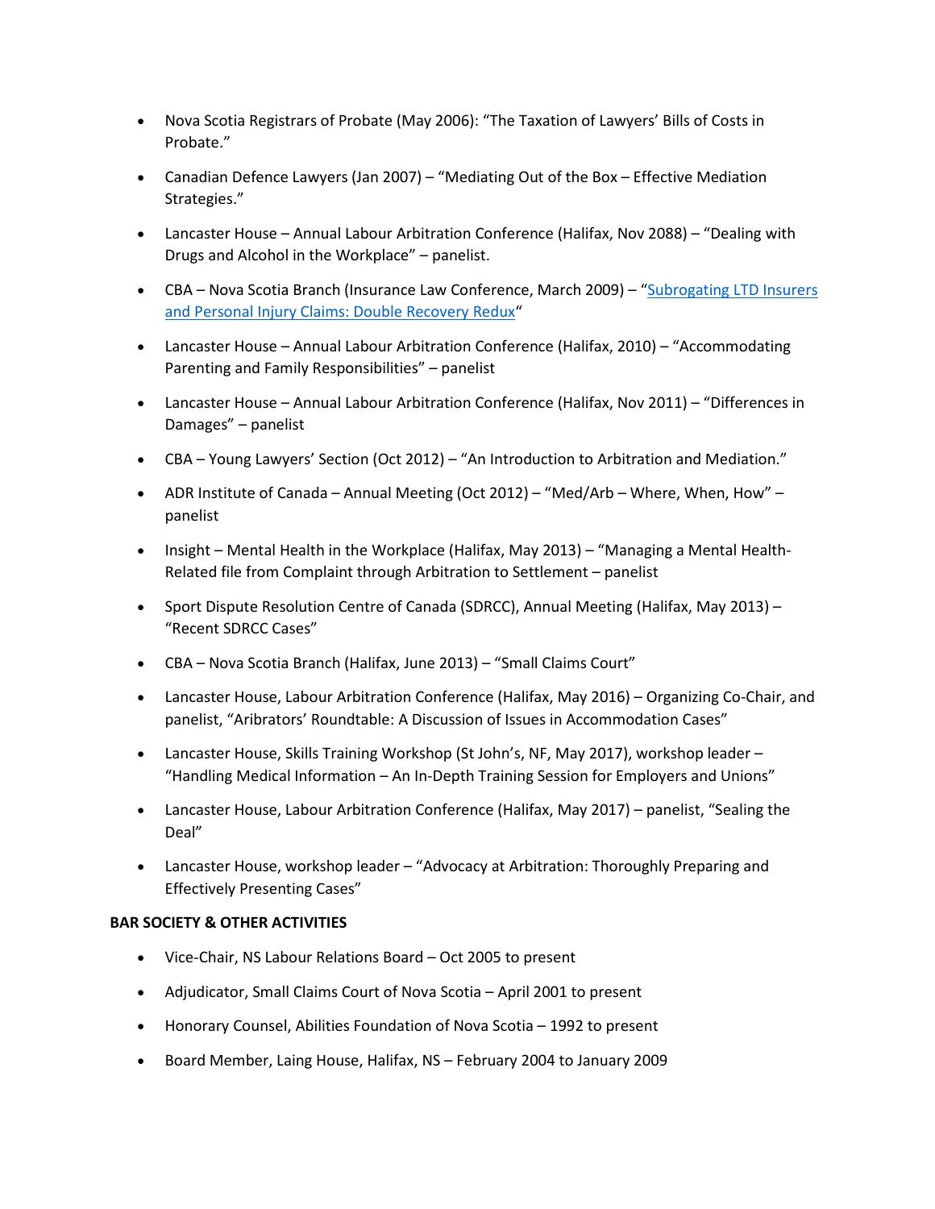- Nova Scotia Registrars of Probate (May 2006): "The Taxation of Lawyers' Bills of Costs in Probate."

- Canadian Defence Lawyers (Jan 2007) – "Mediating Out of the Box – Effective Mediation Strategies."

- Lancaster House – Annual Labour Arbitration Conference (Halifax, Nov 2088) – "Dealing with Drugs and Alcohol in the Workplace" – panelist.

- CBA – Nova Scotia Branch (Insurance Law Conference, March 2009) – "[Subrogating LTD Insurers and Personal Injury Claims: Double Recovery Redux]"

- Lancaster House – Annual Labour Arbitration Conference (Halifax, 2010) – "Accommodating Parenting and Family Responsibilities" – panelist

- Lancaster House – Annual Labour Arbitration Conference (Halifax, Nov 2011) – "Differences in Damages" – panelist

- CBA – Young Lawyers' Section (Oct 2012) – "An Introduction to Arbitration and Mediation."

- ADR Institute of Canada – Annual Meeting (Oct 2012) – "Med/Arb – Where, When, How" – panelist

- Insight – Mental Health in the Workplace (Halifax, May 2013) – "Managing a Mental Health-Related file from Complaint through Arbitration to Settlement – panelist

- Sport Dispute Resolution Centre of Canada (SDRCC), Annual Meeting (Halifax, May 2013) – "Recent SDRCC Cases"

- CBA – Nova Scotia Branch (Halifax, June 2013) – "Small Claims Court"

- Lancaster House, Labour Arbitration Conference (Halifax, May 2016) – Organizing Co-Chair, and panelist, "Aribrators' Roundtable: A Discussion of Issues in Accommodation Cases"

- Lancaster House, Skills Training Workshop (St John's, NF, May 2017), workshop leader – "Handling Medical Information – An In-Depth Training Session for Employers and Unions"

- Lancaster House, Labour Arbitration Conference (Halifax, May 2017) – panelist, "Sealing the Deal"

- Lancaster House, workshop leader – "Advocacy at Arbitration: Thoroughly Preparing and Effectively Presenting Cases"

**BAR SOCIETY & OTHER ACTIVITIES**

- Vice-Chair, NS Labour Relations Board – Oct 2005 to present

- Adjudicator, Small Claims Court of Nova Scotia – April 2001 to present

- Honorary Counsel, Abilities Foundation of Nova Scotia – 1992 to present

- Board Member, Laing House, Halifax, NS – February 2004 to January 2009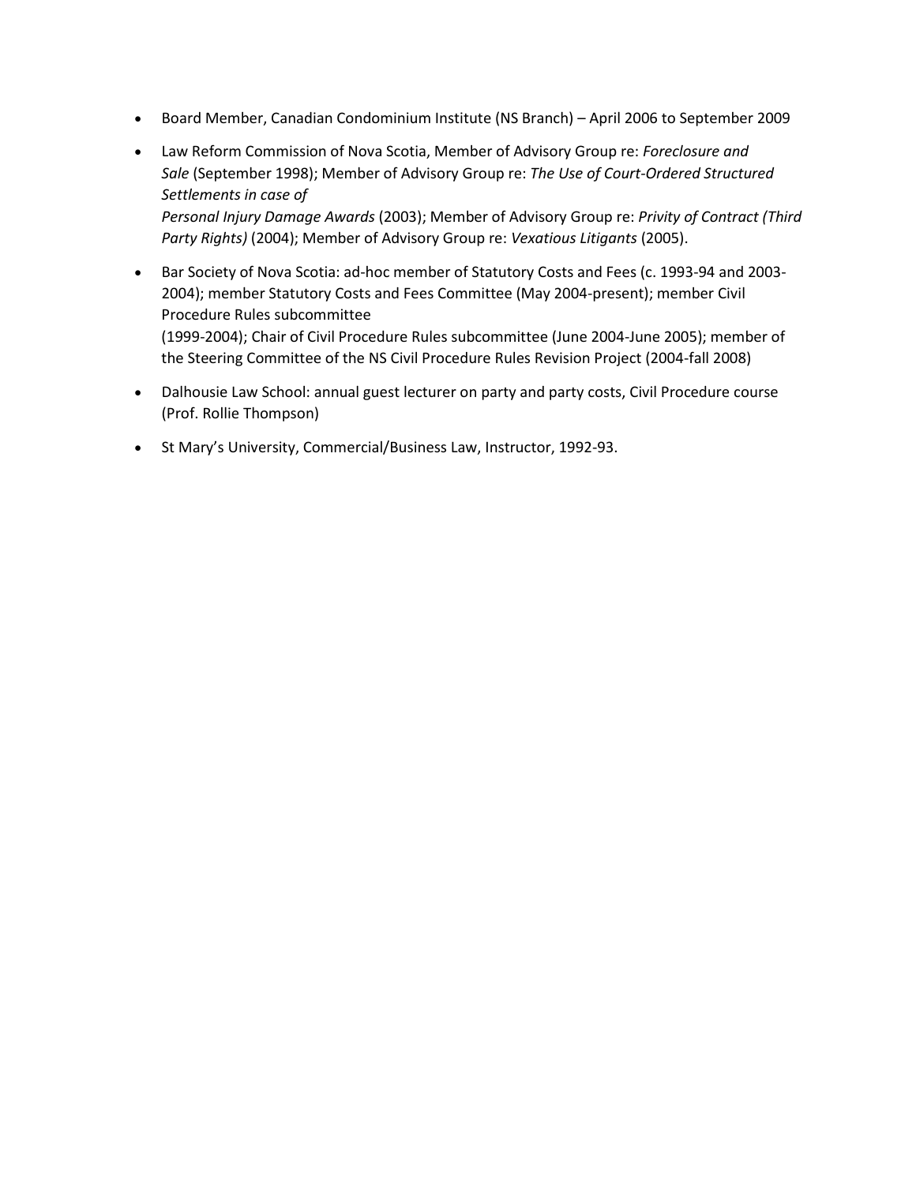- Board Member, Canadian Condominium Institute (NS Branch) – April 2006 to September 2009

- Law Reform Commission of Nova Scotia, Member of Advisory Group re: *Foreclosure and Sale* (September 1998); Member of Advisory Group re: *The Use of Court-Ordered Structured Settlements in case of Personal Injury Damage Awards* (2003); Member of Advisory Group re: *Privity of Contract (Third Party Rights)* (2004); Member of Advisory Group re: *Vexatious Litigants* (2005).

- Bar Society of Nova Scotia: ad-hoc member of Statutory Costs and Fees (c. 1993-94 and 2003-2004); member Statutory Costs and Fees Committee (May 2004-present); member Civil Procedure Rules subcommittee (1999-2004); Chair of Civil Procedure Rules subcommittee (June 2004-June 2005); member of the Steering Committee of the NS Civil Procedure Rules Revision Project (2004-fall 2008)

- Dalhousie Law School: annual guest lecturer on party and party costs, Civil Procedure course (Prof. Rollie Thompson)

- St Mary's University, Commercial/Business Law, Instructor, 1992-93.